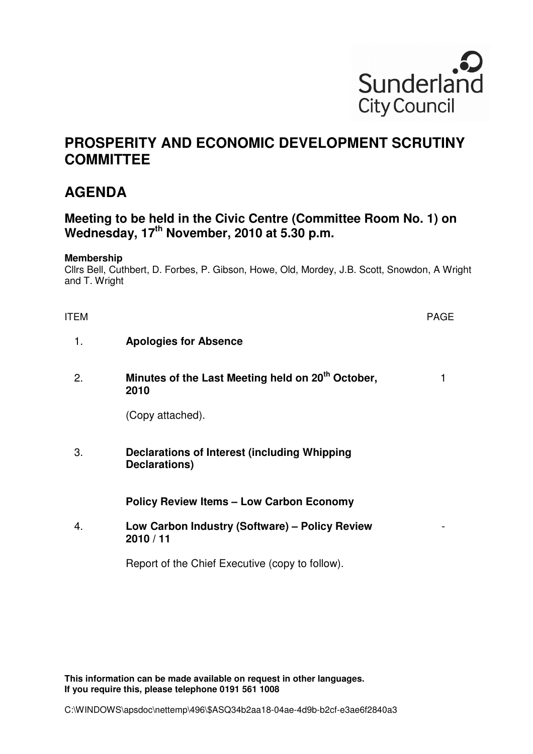Sunderland City Council

# PROSPERITY AND ECONOMIC DEVELOPMENT SCRUTINY COMMITTEE

# AGENDA

## Meeting to be held in the Civic Centre (Committee Room No. 1) on Wednesday, 17th November, 2010 at 5.30 p.m.

**Membership**

Cllrs Bell, Cuthbert, D. Forbes, P. Gibson, Howe, Old, Mordey, J.B. Scott, Snowdon, A Wright and T. Wright

| ITEM | | PAGE |
|---|---|---|
| 1. | **Apologies for Absence** | |
| 2. | **Minutes of the Last Meeting held on 20th October, 2010**<br><br>(Copy attached). | 1 |
| 3. | **Declarations of Interest (including Whipping Declarations)** | |
| | **Policy Review Items – Low Carbon Economy** | |
| 4. | **Low Carbon Industry (Software) – Policy Review 2010 / 11**<br><br>Report of the Chief Executive (copy to follow). | - |

**This information can be made available on request in other languages. If you require this, please telephone 0191 561 1008**

C:\WINDOWS\apsdoc\nettemp\496\$ASQ34b2aa18-04ae-4d9b-b2cf-e3ae6f2840a3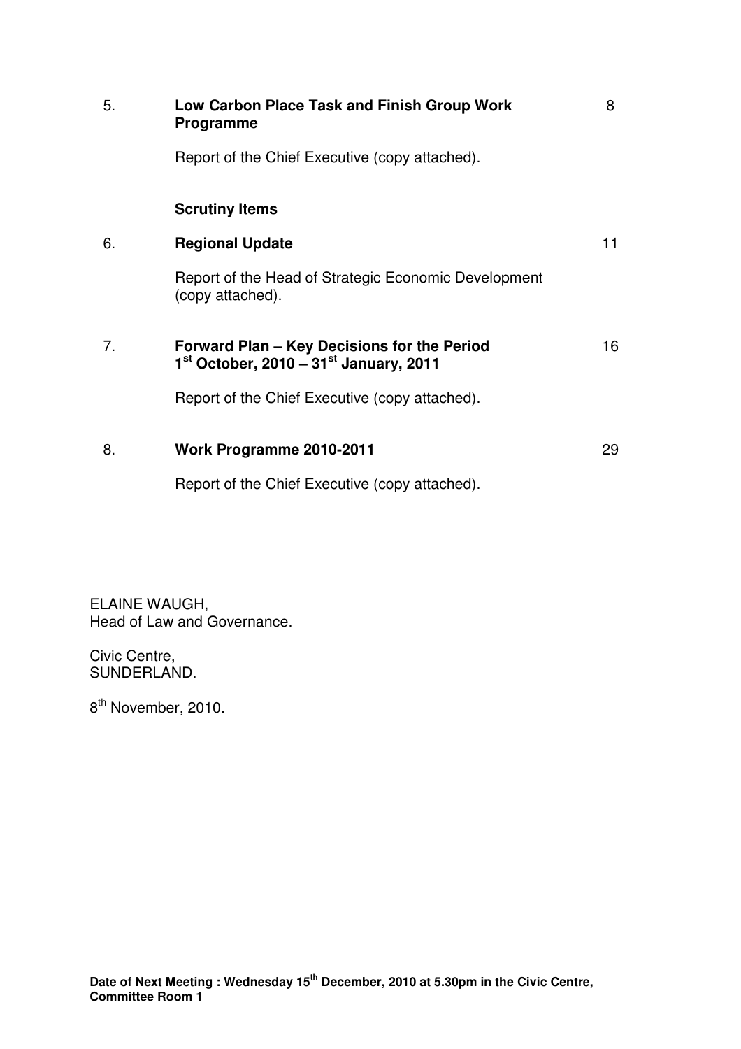| | | |
|---|---|---|
| 5. | **Low Carbon Place Task and Finish Group Work Programme**<br><br>Report of the Chief Executive (copy attached). | 8 |
| | **Scrutiny Items** | |
| 6. | **Regional Update**<br><br>Report of the Head of Strategic Economic Development (copy attached). | 11 |
| 7. | **Forward Plan – Key Decisions for the Period 1st October, 2010 – 31st January, 2011**<br><br>Report of the Chief Executive (copy attached). | 16 |
| 8. | **Work Programme 2010-2011**<br><br>Report of the Chief Executive (copy attached). | 29 |

ELAINE WAUGH,
Head of Law and Governance.

Civic Centre,
SUNDERLAND.

8th November, 2010.

**Date of Next Meeting : Wednesday 15th December, 2010 at 5.30pm in the Civic Centre, Committee Room 1**